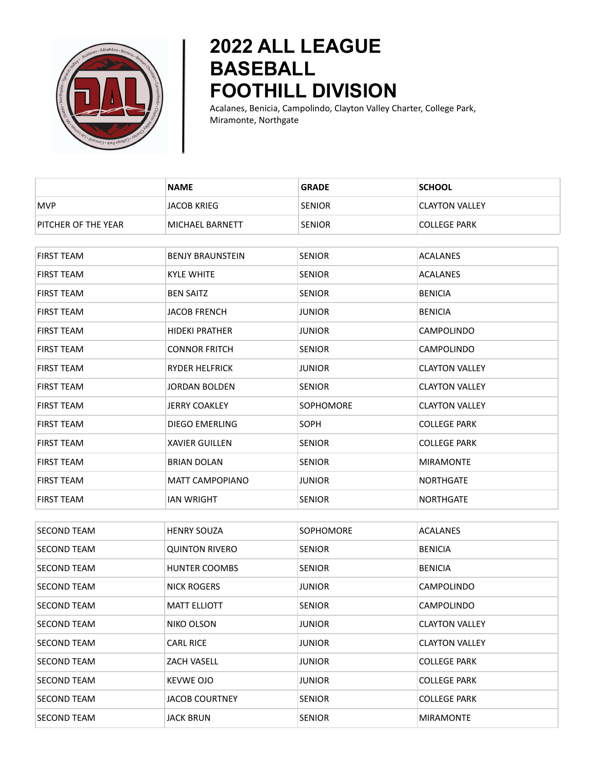# 2022 ALL LEAGUE BASEBALL FOOTHILL DIVISION

Acalanes, Benicia, Campolindo, Clayton Valley Charter, College Park, Miramonte, Northgate

| | NAME | GRADE | SCHOOL |
|---|---|---|---|
| MVP | JACOB KRIEG | SENIOR | CLAYTON VALLEY |
| PITCHER OF THE YEAR | MICHAEL BARNETT | SENIOR | COLLEGE PARK |
| FIRST TEAM | BENJY BRAUNSTEIN | SENIOR | ACALANES |
| FIRST TEAM | KYLE WHITE | SENIOR | ACALANES |
| FIRST TEAM | BEN SAITZ | SENIOR | BENICIA |
| FIRST TEAM | JACOB FRENCH | JUNIOR | BENICIA |
| FIRST TEAM | HIDEKI PRATHER | JUNIOR | CAMPOLINDO |
| FIRST TEAM | CONNOR FRITCH | SENIOR | CAMPOLINDO |
| FIRST TEAM | RYDER HELFRICK | JUNIOR | CLAYTON VALLEY |
| FIRST TEAM | JORDAN BOLDEN | SENIOR | CLAYTON VALLEY |
| FIRST TEAM | JERRY COAKLEY | SOPHOMORE | CLAYTON VALLEY |
| FIRST TEAM | DIEGO EMERLING | SOPH | COLLEGE PARK |
| FIRST TEAM | XAVIER GUILLEN | SENIOR | COLLEGE PARK |
| FIRST TEAM | BRIAN DOLAN | SENIOR | MIRAMONTE |
| FIRST TEAM | MATT CAMPOPIANO | JUNIOR | NORTHGATE |
| FIRST TEAM | IAN WRIGHT | SENIOR | NORTHGATE |
| SECOND TEAM | HENRY SOUZA | SOPHOMORE | ACALANES |
| SECOND TEAM | QUINTON RIVERO | SENIOR | BENICIA |
| SECOND TEAM | HUNTER COOMBS | SENIOR | BENICIA |
| SECOND TEAM | NICK ROGERS | JUNIOR | CAMPOLINDO |
| SECOND TEAM | MATT ELLIOTT | SENIOR | CAMPOLINDO |
| SECOND TEAM | NIKO OLSON | JUNIOR | CLAYTON VALLEY |
| SECOND TEAM | CARL RICE | JUNIOR | CLAYTON VALLEY |
| SECOND TEAM | ZACH VASELL | JUNIOR | COLLEGE PARK |
| SECOND TEAM | KEVWE OJO | JUNIOR | COLLEGE PARK |
| SECOND TEAM | JACOB COURTNEY | SENIOR | COLLEGE PARK |
| SECOND TEAM | JACK BRUN | SENIOR | MIRAMONTE |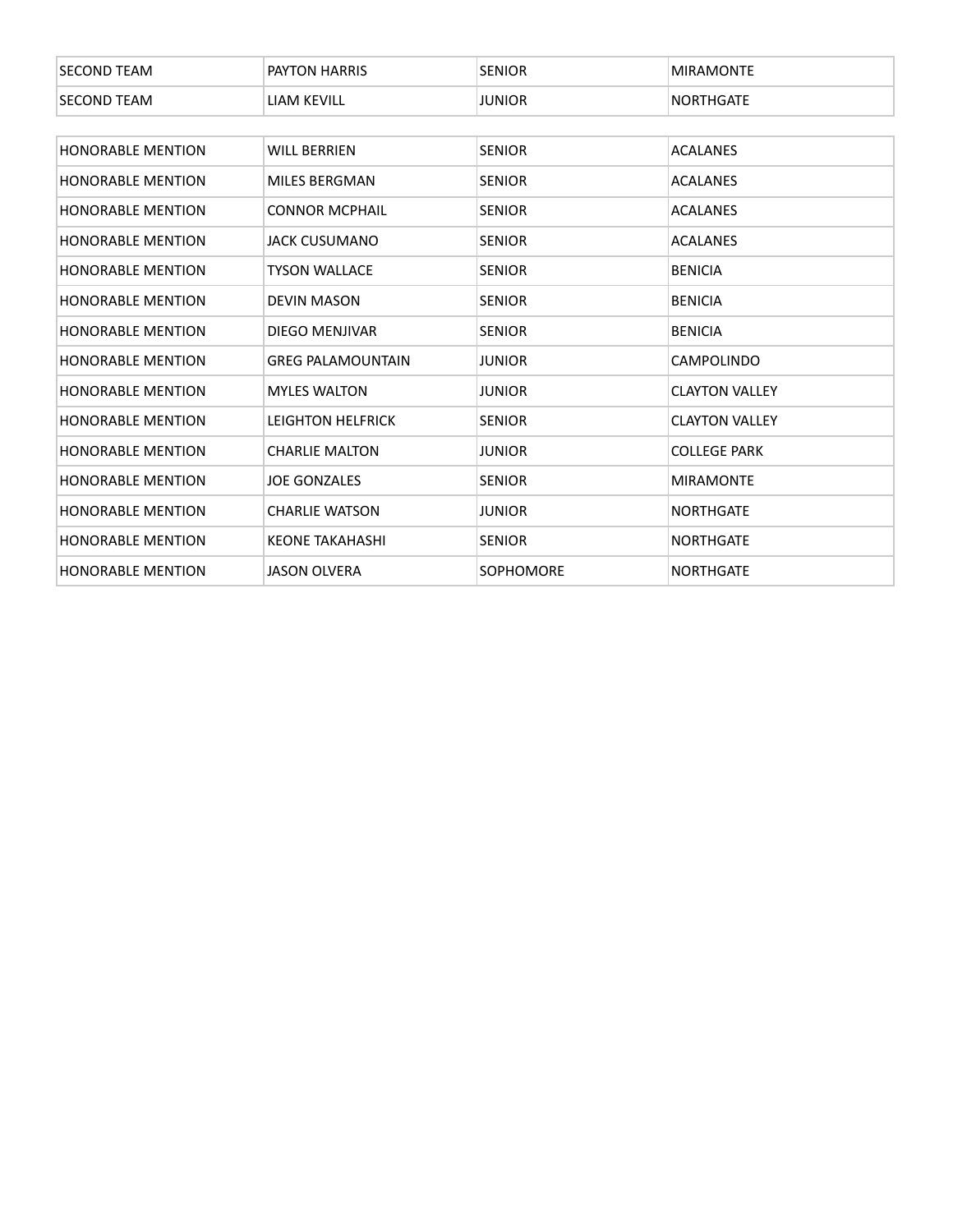| | | | |
|---|---|---|---|
| SECOND TEAM | PAYTON HARRIS | SENIOR | MIRAMONTE |
| SECOND TEAM | LIAM KEVILL | JUNIOR | NORTHGATE |

| | | | |
|---|---|---|---|
| HONORABLE MENTION | WILL BERRIEN | SENIOR | ACALANES |
| HONORABLE MENTION | MILES BERGMAN | SENIOR | ACALANES |
| HONORABLE MENTION | CONNOR MCPHAIL | SENIOR | ACALANES |
| HONORABLE MENTION | JACK CUSUMANO | SENIOR | ACALANES |
| HONORABLE MENTION | TYSON WALLACE | SENIOR | BENICIA |
| HONORABLE MENTION | DEVIN MASON | SENIOR | BENICIA |
| HONORABLE MENTION | DIEGO MENJIVAR | SENIOR | BENICIA |
| HONORABLE MENTION | GREG PALAMOUNTAIN | JUNIOR | CAMPOLINDO |
| HONORABLE MENTION | MYLES WALTON | JUNIOR | CLAYTON VALLEY |
| HONORABLE MENTION | LEIGHTON HELFRICK | SENIOR | CLAYTON VALLEY |
| HONORABLE MENTION | CHARLIE MALTON | JUNIOR | COLLEGE PARK |
| HONORABLE MENTION | JOE GONZALES | SENIOR | MIRAMONTE |
| HONORABLE MENTION | CHARLIE WATSON | JUNIOR | NORTHGATE |
| HONORABLE MENTION | KEONE TAKAHASHI | SENIOR | NORTHGATE |
| HONORABLE MENTION | JASON OLVERA | SOPHOMORE | NORTHGATE |